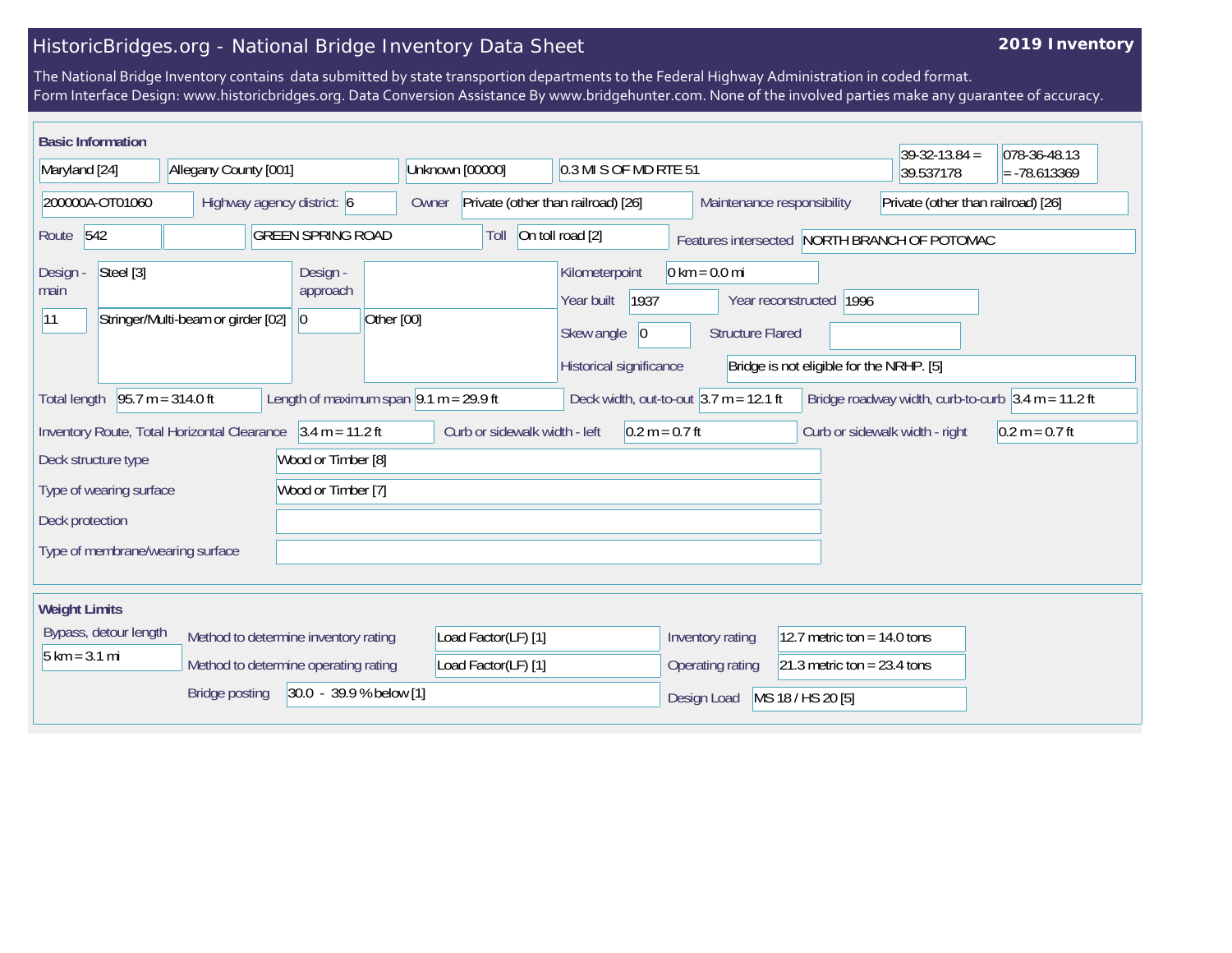# HistoricBridges.org - National Bridge Inventory Data Sheet

**2019 Inventory**

The National Bridge Inventory contains data submitted by state transportion departments to the Federal Highway Administration in coded format.
Form Interface Design: www.historicbridges.org. Data Conversion Assistance By www.bridgehunter.com. None of the involved parties make any guarantee of accuracy.

## Basic Information

| | |
|---|---|
| State | Maryland [24] |
| County | Allegany County [001] |
| Place | Unknown [00000] |
| Location | 0.3 MI S OF MD RTE 51 |
| Latitude | 39-32-13.84 = 39.537178 |
| Longitude | 078-36-48.13 = -78.613369 |
| Structure Number | 200000A-OT01060 |
| Highway agency district | 6 |
| Owner | Private (other than railroad) [26] |
| Maintenance responsibility | Private (other than railroad) [26] |
| Route | 542 |
| Facility carried | GREEN SPRING ROAD |
| Toll | On toll road [2] |
| Features intersected | NORTH BRANCH OF POTOMAC |
| Design - main | Steel [3] |
| Design - main (number) | 11 |
| Design - main (type) | Stringer/Multi-beam or girder [02] |
| Design - approach | |
| Design - approach (number) | 0 |
| Design - approach (type) | Other [00] |
| Kilometerpoint | 0 km = 0.0 mi |
| Year built | 1937 |
| Year reconstructed | 1996 |
| Skew angle | 0 |
| Structure Flared | |
| Historical significance | Bridge is not eligible for the NRHP. [5] |
| Total length | 95.7 m = 314.0 ft |
| Length of maximum span | 9.1 m = 29.9 ft |
| Deck width, out-to-out | 3.7 m = 12.1 ft |
| Bridge roadway width, curb-to-curb | 3.4 m = 11.2 ft |
| Inventory Route, Total Horizontal Clearance | 3.4 m = 11.2 ft |
| Curb or sidewalk width - left | 0.2 m = 0.7 ft |
| Curb or sidewalk width - right | 0.2 m = 0.7 ft |
| Deck structure type | Wood or Timber [8] |
| Type of wearing surface | Wood or Timber [7] |
| Deck protection | |
| Type of membrane/wearing surface | |

## Weight Limits

| | |
|---|---|
| Bypass, detour length | 5 km = 3.1 mi |
| Method to determine inventory rating | Load Factor(LF) [1] |
| Method to determine operating rating | Load Factor(LF) [1] |
| Bridge posting | 30.0 - 39.9 % below [1] |
| Inventory rating | 12.7 metric ton = 14.0 tons |
| Operating rating | 21.3 metric ton = 23.4 tons |
| Design Load | MS 18 / HS 20 [5] |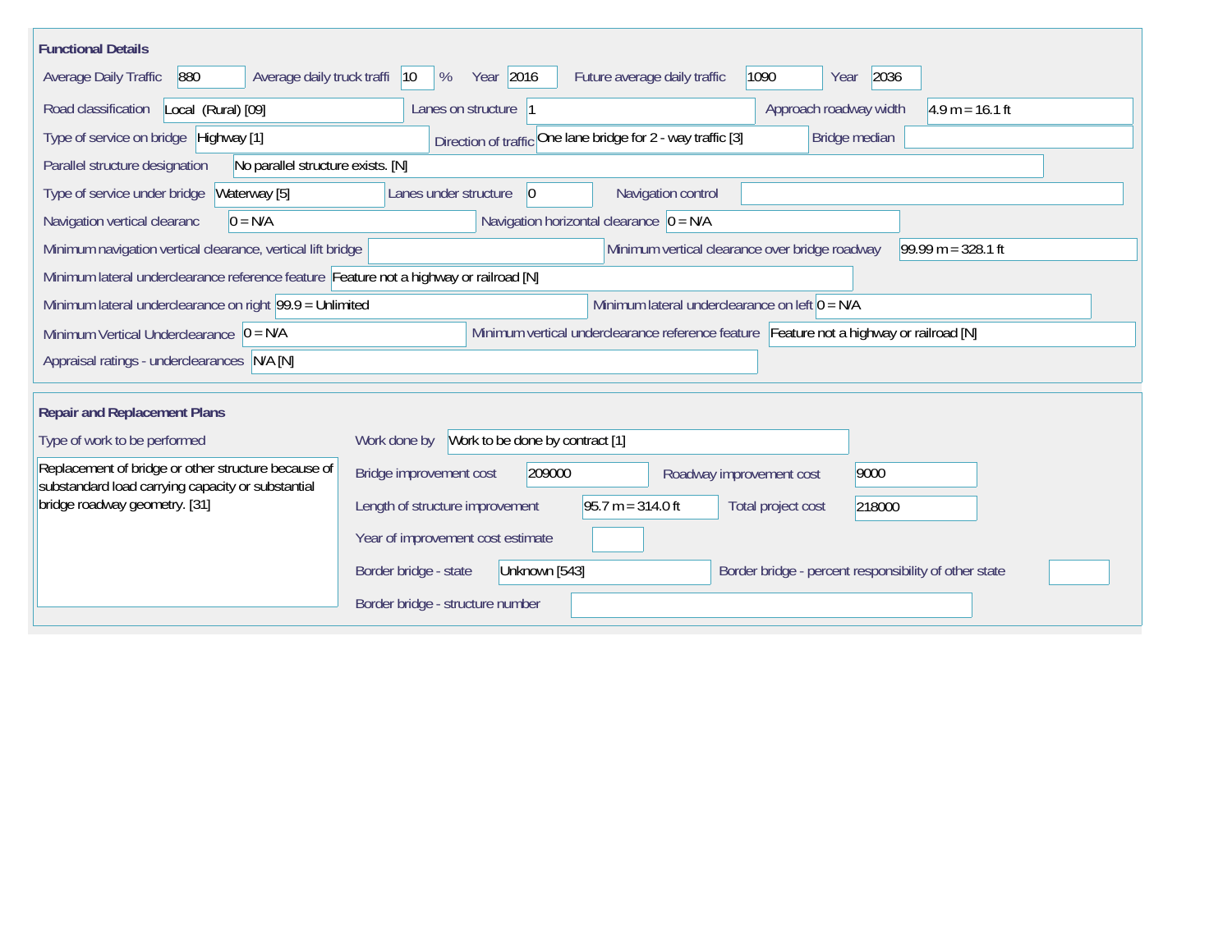## Functional Details

| Field | Value |
| --- | --- |
| Average Daily Traffic | 880 |
| Average daily truck traffi | 10 % |
| Year | 2016 |
| Future average daily traffic | 1090 |
| Year | 2036 |
| Road classification | Local (Rural) [09] |
| Lanes on structure | 1 |
| Approach roadway width | 4.9 m = 16.1 ft |
| Type of service on bridge | Highway [1] |
| Direction of traffic | One lane bridge for 2 - way traffic [3] |
| Bridge median | |
| Parallel structure designation | No parallel structure exists. [N] |
| Type of service under bridge | Waterway [5] |
| Lanes under structure | 0 |
| Navigation control | |
| Navigation vertical clearanc | 0 = N/A |
| Navigation horizontal clearance | 0 = N/A |
| Minimum navigation vertical clearance, vertical lift bridge | |
| Minimum vertical clearance over bridge roadway | 99.99 m = 328.1 ft |
| Minimum lateral underclearance reference feature | Feature not a highway or railroad [N] |
| Minimum lateral underclearance on right | 99.9 = Unlimited |
| Minimum lateral underclearance on left | 0 = N/A |
| Minimum Vertical Underclearance | 0 = N/A |
| Minimum vertical underclearance reference feature | Feature not a highway or railroad [N] |
| Appraisal ratings - underclearances | N/A [N] |

## Repair and Replacement Plans

**Type of work to be performed**

Replacement of bridge or other structure because of substandard load carrying capacity or substantial bridge roadway geometry. [31]

| Field | Value |
| --- | --- |
| Work done by | Work to be done by contract [1] |
| Bridge improvement cost | 209000 |
| Roadway improvement cost | 9000 |
| Length of structure improvement | 95.7 m = 314.0 ft |
| Total project cost | 218000 |
| Year of improvement cost estimate | |
| Border bridge - state | Unknown [543] |
| Border bridge - percent responsibility of other state | |
| Border bridge - structure number | |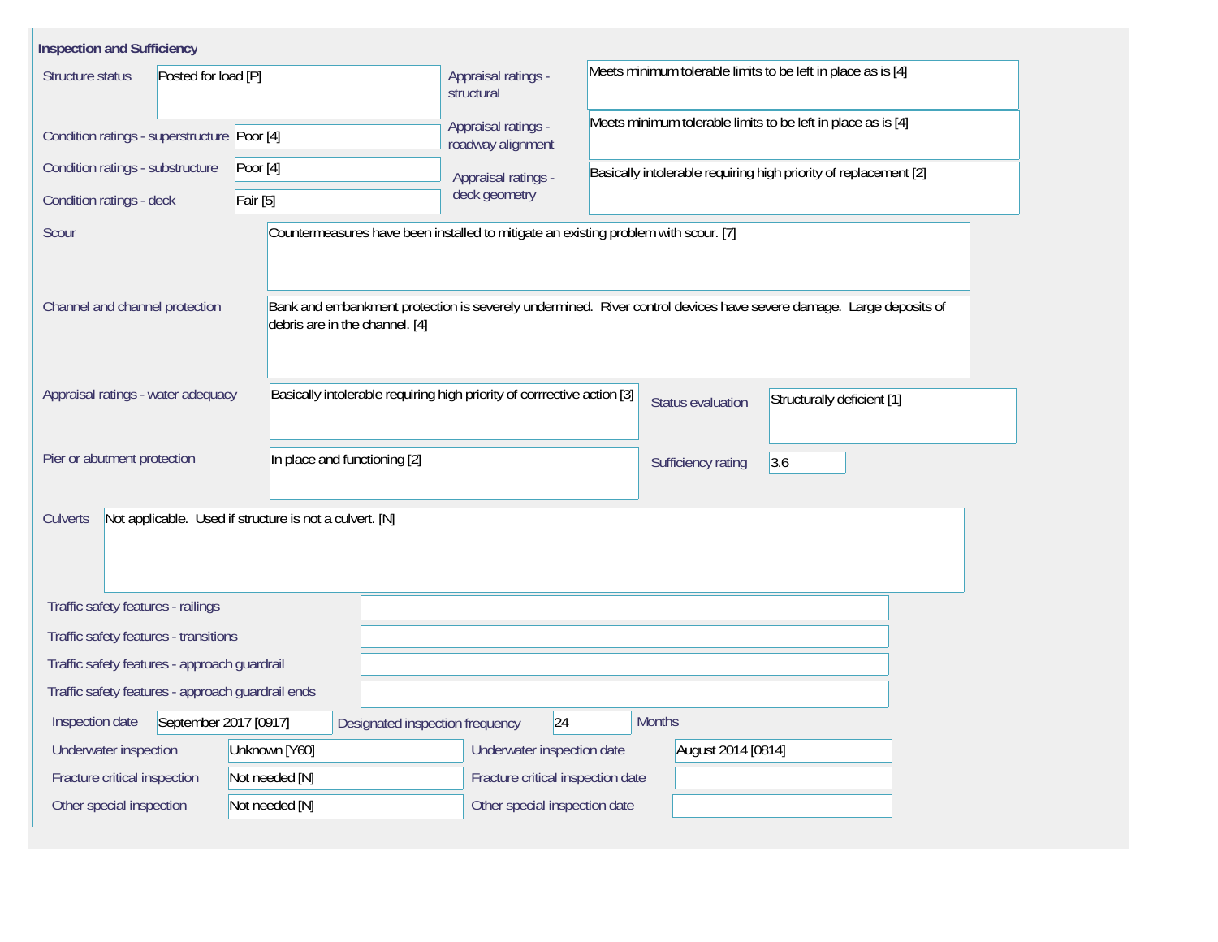## Inspection and Sufficiency

| Field | Value |
|---|---|
| Structure status | Posted for load [P] |
| Condition ratings - superstructure | Poor [4] |
| Condition ratings - substructure | Poor [4] |
| Condition ratings - deck | Fair [5] |
| Appraisal ratings - structural | Meets minimum tolerable limits to be left in place as is [4] |
| Appraisal ratings - roadway alignment | Meets minimum tolerable limits to be left in place as is [4] |
| Appraisal ratings - deck geometry | Basically intolerable requiring high priority of replacement [2] |
| Scour | Countermeasures have been installed to mitigate an existing problem with scour. [7] |
| Channel and channel protection | Bank and embankment protection is severely undermined. River control devices have severe damage. Large deposits of debris are in the channel. [4] |
| Appraisal ratings - water adequacy | Basically intolerable requiring high priority of corrrective action [3] |
| Status evaluation | Structurally deficient [1] |
| Pier or abutment protection | In place and functioning [2] |
| Sufficiency rating | 3.6 |
| Culverts | Not applicable. Used if structure is not a culvert. [N] |
| Traffic safety features - railings | |
| Traffic safety features - transitions | |
| Traffic safety features - approach guardrail | |
| Traffic safety features - approach guardrail ends | |
| Inspection date | September 2017 [0917] |
| Designated inspection frequency | 24 Months |
| Underwater inspection | Unknown [Y60] |
| Underwater inspection date | August 2014 [0814] |
| Fracture critical inspection | Not needed [N] |
| Fracture critical inspection date | |
| Other special inspection | Not needed [N] |
| Other special inspection date | |